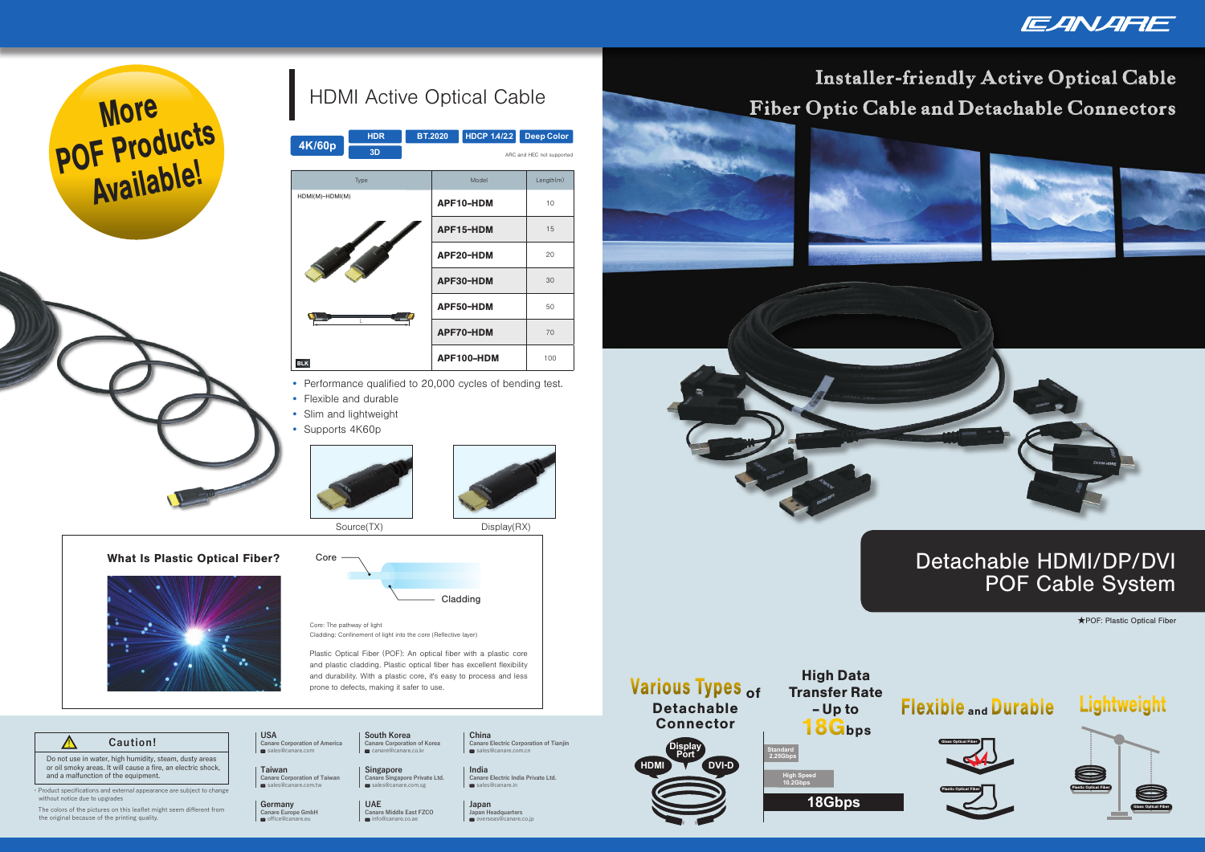# HDMI Active Optical Cable

**More POF Products Available!**

**4K/60p** | **HDR** | **3D** | **BT.2020** | **HDCP 1.4/2.2** | **Deep Color**

ARC and HEC not supported

| Type | Model | Length(m) |
|---|---|---|
| HDMI(M)–HDMI(M) | **APF10-HDM** | 10 |
| | **APF15-HDM** | 15 |
| | **APF20-HDM** | 20 |
| | **APF30-HDM** | 30 |
| | **APF50-HDM** | 50 |
| | **APF70-HDM** | 70 |
| BLK | **APF100-HDM** | 100 |

- Performance qualified to 20,000 cycles of bending test.
- Flexible and durable
- Slim and lightweight
- Supports 4K60p

Source(TX)

Display(RX)

### What Is Plastic Optical Fiber?

Core

Cladding

Core: The pathway of light
Cladding: Confinement of light into the core (Reflective layer)

Plastic Optical Fiber (POF): An optical fiber with a plastic core and plastic cladding. Plastic optical fiber has excellent flexibility and durability. With a plastic core, it's easy to process and less prone to defects, making it safer to use.

# Installer-friendly Active Optical Cable Fiber Optic Cable and Detachable Connectors

## Detachable HDMI/DP/DVI POF Cable System

★POF: Plastic Optical Fiber

**Various Types of Detachable Connector**

Display Port
HDMI
DVI-D

**High Data Transfer Rate – Up to 18Gbps**

Standard 2.25Gbps
High Speed 10.2Gbps
18Gbps

**Flexible and Durable**

Glass Optical Fiber
Plastic Optical Fiber

**Lightweight**

Plastic Optical Fiber
Glass Optical Fiber

### ⚠ Caution!

Do not use in water, high humidity, steam, dusty areas or oil smoky areas. It will cause a fire, an electric shock, and a malfunction of the equipment.

- Product specifications and external appearance are subject to change without notice due to upgrades

The colors of the pictures on this leaflet might seem different from the original because of the printing quality.

**USA**
Canare Corporation of America
sales@canare.com

**Taiwan**
Canare Corporation of Taiwan
sales@canare.com.tw

**Germany**
Canare Europe GmbH
office@canare.eu

**South Korea**
Canare Corporation of Korea
canare@canare.co.kr

**Singapore**
Canare Singapore Private Ltd.
sales@canare.com.sg

**UAE**
Canare Middle East FZCO
info@canare.co.ae

**China**
Canare Electric Corporation of Tianjin
sales@canare.com.cn

**India**
Canare Electric India Private Ltd.
sales@canare.in

**Japan**
Japan Headquarters
overseas@canare.co.jp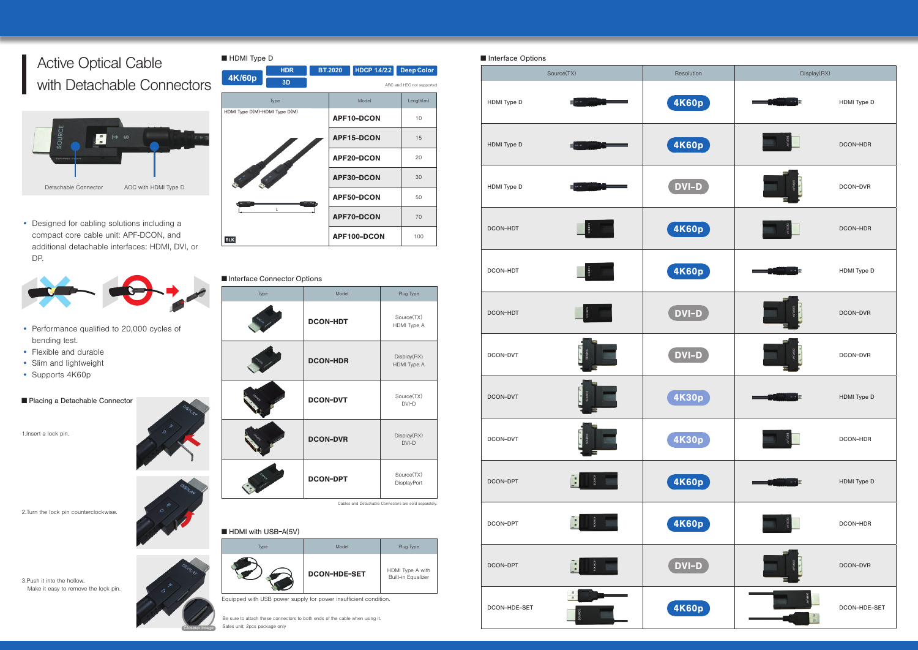# Active Optical Cable with Detachable Connectors

Detachable Connector

AOC with HDMI Type D

- Designed for cabling solutions including a compact core cable unit: APF-DCON, and additional detachable interfaces: HDMI, DVI, or DP.

- Performance qualified to 20,000 cycles of bending test.
- Flexible and durable
- Slim and lightweight
- Supports 4K60p

## ■ Placing a Detachable Connector

1.Insert a lock pin.

2.Turn the lock pin counterclockwise.

3.Push it into the hollow.
Make it easy to remove the lock pin.

Closeup image

## ■ HDMI Type D

4K/60p | HDR | 3D | BT.2020 | HDCP 1.4/2.2 | Deep Color

ARC and HEC not supported

| Type | Model | Length(m) |
|---|---|---|
| HDMI Type D(M)–HDMI Type D(M) | APF10-DCON | 10 |
| | APF15-DCON | 15 |
| | APF20-DCON | 20 |
| | APF30-DCON | 30 |
| | APF50-DCON | 50 |
| | APF70-DCON | 70 |
| BLK | APF100-DCON | 100 |

## ■ Interface Connector Options

| Type | Model | Plug Type |
|---|---|---|
| | DCON-HDT | Source(TX) HDMI Type A |
| | DCON-HDR | Display(RX) HDMI Type A |
| | DCON-DVT | Source(TX) DVI-D |
| | DCON-DVR | Display(RX) DVI-D |
| | DCON-DPT | Source(TX) DisplayPort |

Cables and Detachable Connectors are sold separately.

## ■ HDMI with USB-A(5V)

| Type | Model | Plug Type |
|---|---|---|
| | DCON-HDE-SET | HDMI Type A with Built-in Equalizer |

Equipped with USB power supply for power insufficient condition.

Be sure to attach these connectors to both ends of the cable when using it.
Sales unit; 2pcs package only

## ■ Interface Options

| Source(TX) | Resolution | Display(RX) |
|---|---|---|
| HDMI Type D | 4K60p | HDMI Type D |
| HDMI Type D | 4K60p | DCON-HDR |
| HDMI Type D | DVI-D | DCON-DVR |
| DCON-HDT | 4K60p | DCON-HDR |
| DCON-HDT | 4K60p | HDMI Type D |
| DCON-HDT | DVI-D | DCON-DVR |
| DCON-DVT | DVI-D | DCON-DVR |
| DCON-DVT | 4K30p | HDMI Type D |
| DCON-DVT | 4K30p | DCON-HDR |
| DCON-DPT | 4K60p | HDMI Type D |
| DCON-DPT | 4K60p | DCON-HDR |
| DCON-DPT | DVI-D | DCON-DVR |
| DCON-HDE-SET | 4K60p | DCON-HDE-SET |